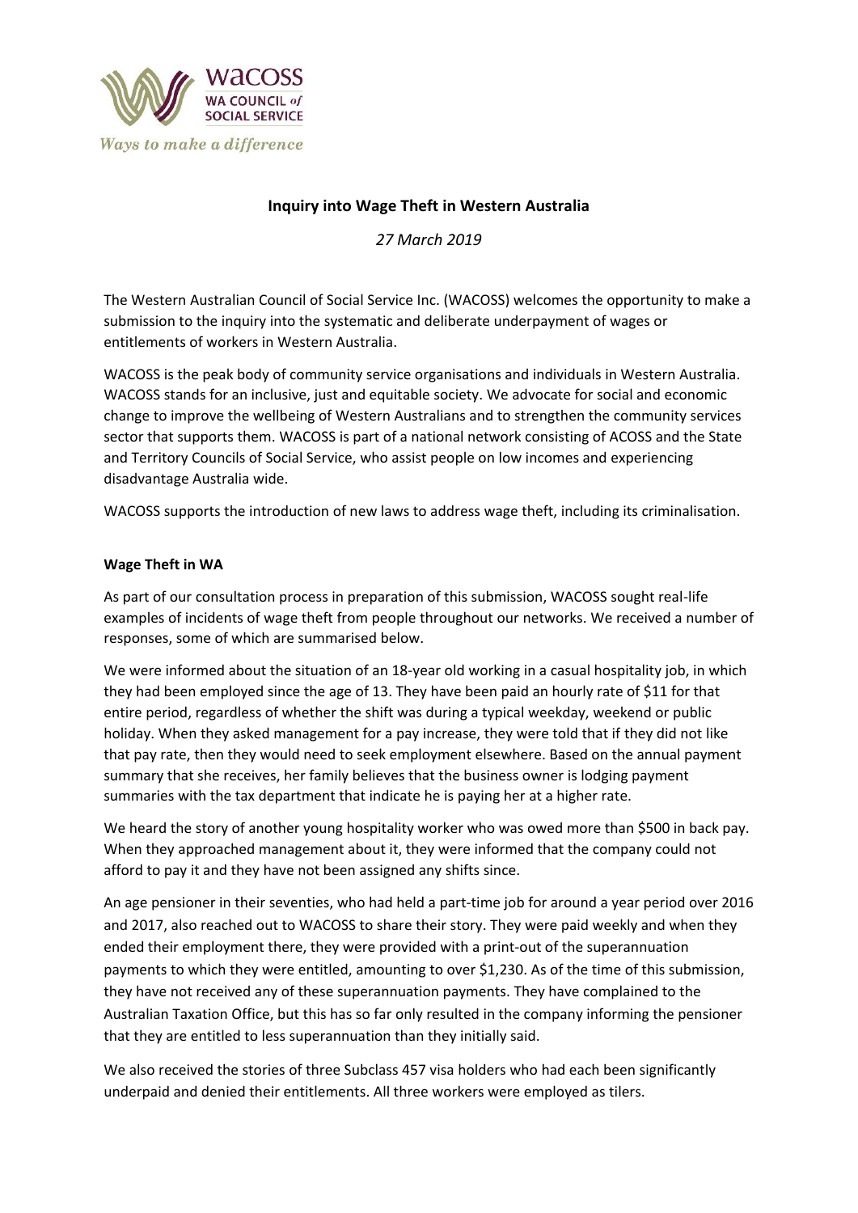wacoss
WA COUNCIL *of* SOCIAL SERVICE
*Ways to make a difference*

# Inquiry into Wage Theft in Western Australia

*27 March 2019*

The Western Australian Council of Social Service Inc. (WACOSS) welcomes the opportunity to make a submission to the inquiry into the systematic and deliberate underpayment of wages or entitlements of workers in Western Australia.

WACOSS is the peak body of community service organisations and individuals in Western Australia. WACOSS stands for an inclusive, just and equitable society. We advocate for social and economic change to improve the wellbeing of Western Australians and to strengthen the community services sector that supports them. WACOSS is part of a national network consisting of ACOSS and the State and Territory Councils of Social Service, who assist people on low incomes and experiencing disadvantage Australia wide.

WACOSS supports the introduction of new laws to address wage theft, including its criminalisation.

## Wage Theft in WA

As part of our consultation process in preparation of this submission, WACOSS sought real-life examples of incidents of wage theft from people throughout our networks. We received a number of responses, some of which are summarised below.

We were informed about the situation of an 18-year old working in a casual hospitality job, in which they had been employed since the age of 13. They have been paid an hourly rate of $11 for that entire period, regardless of whether the shift was during a typical weekday, weekend or public holiday. When they asked management for a pay increase, they were told that if they did not like that pay rate, then they would need to seek employment elsewhere. Based on the annual payment summary that she receives, her family believes that the business owner is lodging payment summaries with the tax department that indicate he is paying her at a higher rate.

We heard the story of another young hospitality worker who was owed more than $500 in back pay. When they approached management about it, they were informed that the company could not afford to pay it and they have not been assigned any shifts since.

An age pensioner in their seventies, who had held a part-time job for around a year period over 2016 and 2017, also reached out to WACOSS to share their story. They were paid weekly and when they ended their employment there, they were provided with a print-out of the superannuation payments to which they were entitled, amounting to over $1,230. As of the time of this submission, they have not received any of these superannuation payments. They have complained to the Australian Taxation Office, but this has so far only resulted in the company informing the pensioner that they are entitled to less superannuation than they initially said.

We also received the stories of three Subclass 457 visa holders who had each been significantly underpaid and denied their entitlements. All three workers were employed as tilers.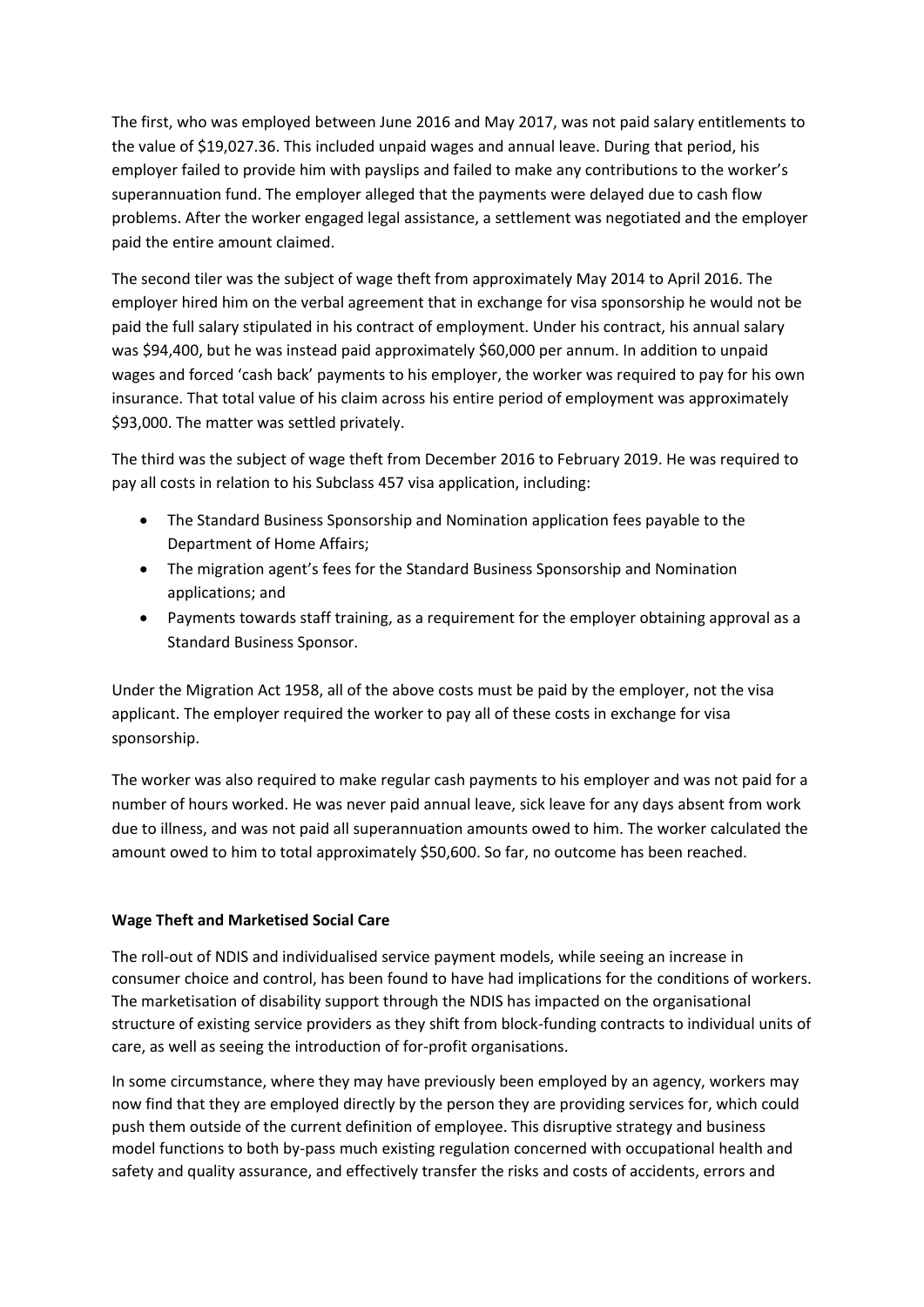The first, who was employed between June 2016 and May 2017, was not paid salary entitlements to the value of $19,027.36. This included unpaid wages and annual leave. During that period, his employer failed to provide him with payslips and failed to make any contributions to the worker's superannuation fund. The employer alleged that the payments were delayed due to cash flow problems. After the worker engaged legal assistance, a settlement was negotiated and the employer paid the entire amount claimed.

The second tiler was the subject of wage theft from approximately May 2014 to April 2016. The employer hired him on the verbal agreement that in exchange for visa sponsorship he would not be paid the full salary stipulated in his contract of employment. Under his contract, his annual salary was $94,400, but he was instead paid approximately $60,000 per annum. In addition to unpaid wages and forced 'cash back' payments to his employer, the worker was required to pay for his own insurance. That total value of his claim across his entire period of employment was approximately $93,000. The matter was settled privately.

The third was the subject of wage theft from December 2016 to February 2019. He was required to pay all costs in relation to his Subclass 457 visa application, including:

- The Standard Business Sponsorship and Nomination application fees payable to the Department of Home Affairs;
- The migration agent's fees for the Standard Business Sponsorship and Nomination applications; and
- Payments towards staff training, as a requirement for the employer obtaining approval as a Standard Business Sponsor.

Under the Migration Act 1958, all of the above costs must be paid by the employer, not the visa applicant. The employer required the worker to pay all of these costs in exchange for visa sponsorship.

The worker was also required to make regular cash payments to his employer and was not paid for a number of hours worked. He was never paid annual leave, sick leave for any days absent from work due to illness, and was not paid all superannuation amounts owed to him. The worker calculated the amount owed to him to total approximately $50,600. So far, no outcome has been reached.

**Wage Theft and Marketised Social Care**

The roll-out of NDIS and individualised service payment models, while seeing an increase in consumer choice and control, has been found to have had implications for the conditions of workers. The marketisation of disability support through the NDIS has impacted on the organisational structure of existing service providers as they shift from block-funding contracts to individual units of care, as well as seeing the introduction of for-profit organisations.

In some circumstance, where they may have previously been employed by an agency, workers may now find that they are employed directly by the person they are providing services for, which could push them outside of the current definition of employee. This disruptive strategy and business model functions to both by-pass much existing regulation concerned with occupational health and safety and quality assurance, and effectively transfer the risks and costs of accidents, errors and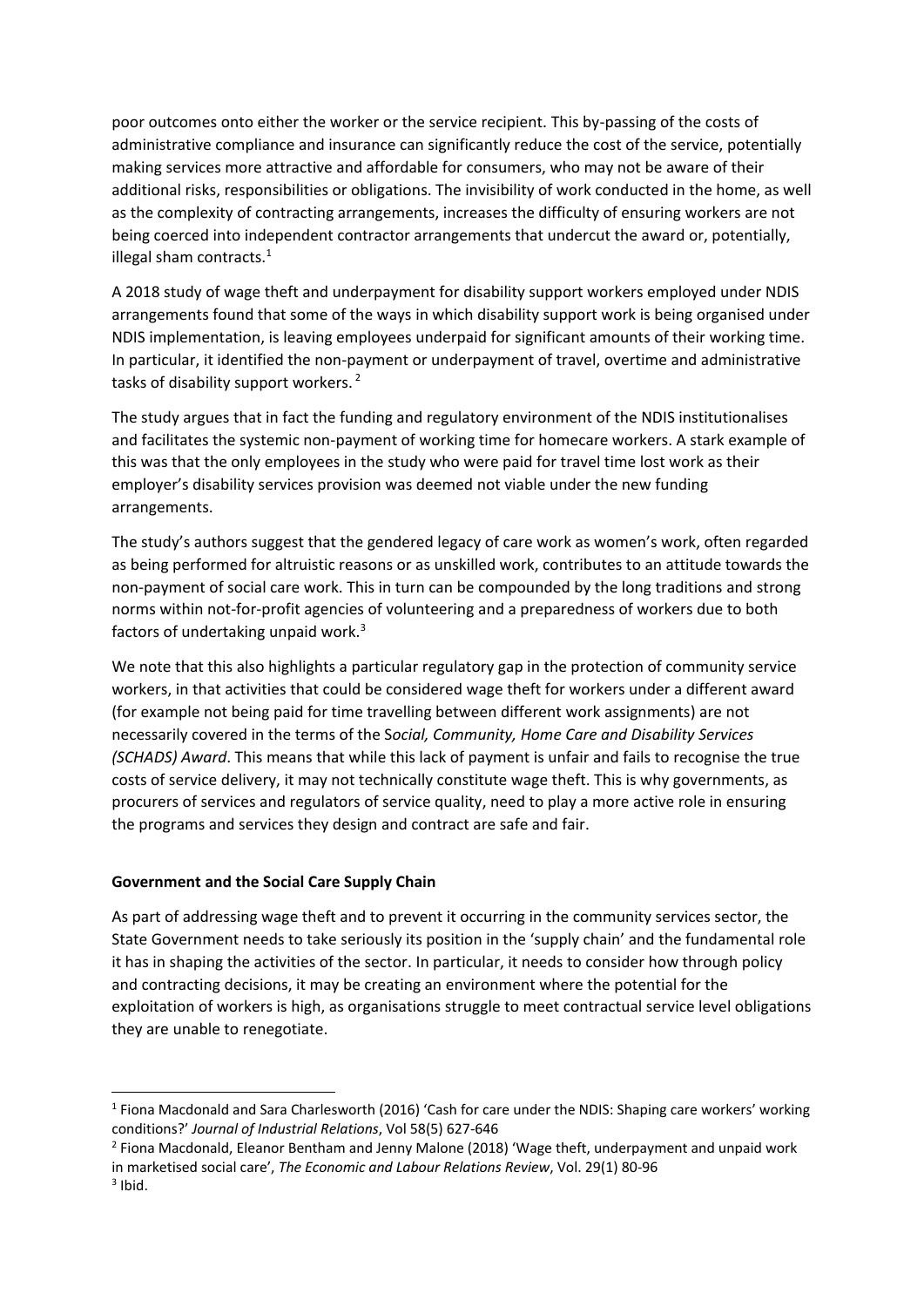poor outcomes onto either the worker or the service recipient. This by-passing of the costs of administrative compliance and insurance can significantly reduce the cost of the service, potentially making services more attractive and affordable for consumers, who may not be aware of their additional risks, responsibilities or obligations. The invisibility of work conducted in the home, as well as the complexity of contracting arrangements, increases the difficulty of ensuring workers are not being coerced into independent contractor arrangements that undercut the award or, potentially, illegal sham contracts.[1]

A 2018 study of wage theft and underpayment for disability support workers employed under NDIS arrangements found that some of the ways in which disability support work is being organised under NDIS implementation, is leaving employees underpaid for significant amounts of their working time. In particular, it identified the non-payment or underpayment of travel, overtime and administrative tasks of disability support workers.[2]

The study argues that in fact the funding and regulatory environment of the NDIS institutionalises and facilitates the systemic non-payment of working time for homecare workers. A stark example of this was that the only employees in the study who were paid for travel time lost work as their employer's disability services provision was deemed not viable under the new funding arrangements.

The study's authors suggest that the gendered legacy of care work as women's work, often regarded as being performed for altruistic reasons or as unskilled work, contributes to an attitude towards the non-payment of social care work. This in turn can be compounded by the long traditions and strong norms within not-for-profit agencies of volunteering and a preparedness of workers due to both factors of undertaking unpaid work.[3]

We note that this also highlights a particular regulatory gap in the protection of community service workers, in that activities that could be considered wage theft for workers under a different award (for example not being paid for time travelling between different work assignments) are not necessarily covered in the terms of the *Social, Community, Home Care and Disability Services (SCHADS) Award*. This means that while this lack of payment is unfair and fails to recognise the true costs of service delivery, it may not technically constitute wage theft. This is why governments, as procurers of services and regulators of service quality, need to play a more active role in ensuring the programs and services they design and contract are safe and fair.

**Government and the Social Care Supply Chain**

As part of addressing wage theft and to prevent it occurring in the community services sector, the State Government needs to take seriously its position in the 'supply chain' and the fundamental role it has in shaping the activities of the sector. In particular, it needs to consider how through policy and contracting decisions, it may be creating an environment where the potential for the exploitation of workers is high, as organisations struggle to meet contractual service level obligations they are unable to renegotiate.

---

[1] Fiona Macdonald and Sara Charlesworth (2016) 'Cash for care under the NDIS: Shaping care workers' working conditions?' *Journal of Industrial Relations*, Vol 58(5) 627-646

[2] Fiona Macdonald, Eleanor Bentham and Jenny Malone (2018) 'Wage theft, underpayment and unpaid work in marketised social care', *The Economic and Labour Relations Review*, Vol. 29(1) 80-96

[3] Ibid.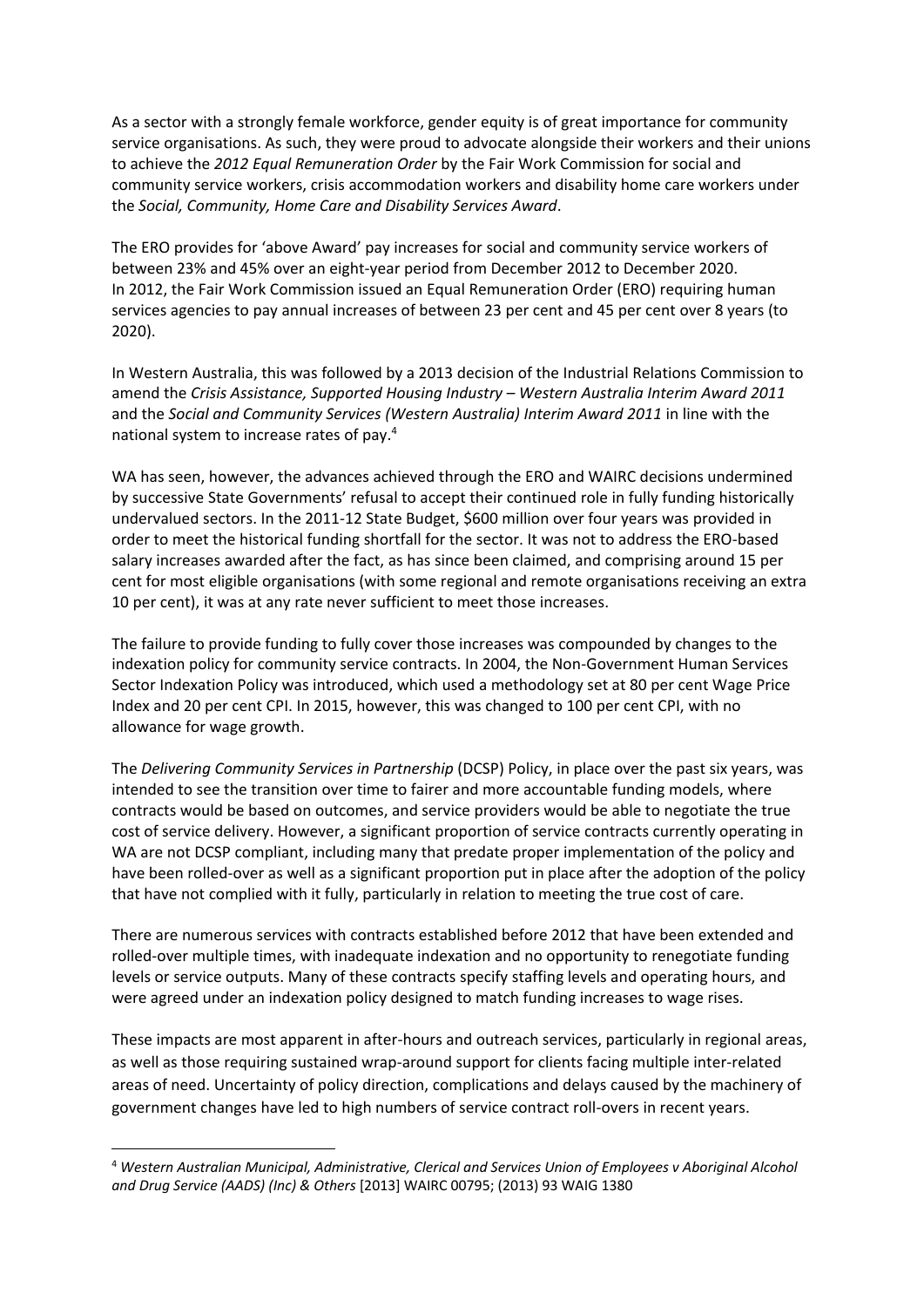As a sector with a strongly female workforce, gender equity is of great importance for community service organisations. As such, they were proud to advocate alongside their workers and their unions to achieve the *2012 Equal Remuneration Order* by the Fair Work Commission for social and community service workers, crisis accommodation workers and disability home care workers under the *Social, Community, Home Care and Disability Services Award*.

The ERO provides for 'above Award' pay increases for social and community service workers of between 23% and 45% over an eight-year period from December 2012 to December 2020. In 2012, the Fair Work Commission issued an Equal Remuneration Order (ERO) requiring human services agencies to pay annual increases of between 23 per cent and 45 per cent over 8 years (to 2020).

In Western Australia, this was followed by a 2013 decision of the Industrial Relations Commission to amend the *Crisis Assistance, Supported Housing Industry – Western Australia Interim Award 2011* and the *Social and Community Services (Western Australia) Interim Award 2011* in line with the national system to increase rates of pay.[4]

WA has seen, however, the advances achieved through the ERO and WAIRC decisions undermined by successive State Governments' refusal to accept their continued role in fully funding historically undervalued sectors. In the 2011-12 State Budget, $600 million over four years was provided in order to meet the historical funding shortfall for the sector. It was not to address the ERO-based salary increases awarded after the fact, as has since been claimed, and comprising around 15 per cent for most eligible organisations (with some regional and remote organisations receiving an extra 10 per cent), it was at any rate never sufficient to meet those increases.

The failure to provide funding to fully cover those increases was compounded by changes to the indexation policy for community service contracts. In 2004, the Non-Government Human Services Sector Indexation Policy was introduced, which used a methodology set at 80 per cent Wage Price Index and 20 per cent CPI. In 2015, however, this was changed to 100 per cent CPI, with no allowance for wage growth.

The *Delivering Community Services in Partnership* (DCSP) Policy, in place over the past six years, was intended to see the transition over time to fairer and more accountable funding models, where contracts would be based on outcomes, and service providers would be able to negotiate the true cost of service delivery. However, a significant proportion of service contracts currently operating in WA are not DCSP compliant, including many that predate proper implementation of the policy and have been rolled-over as well as a significant proportion put in place after the adoption of the policy that have not complied with it fully, particularly in relation to meeting the true cost of care.

There are numerous services with contracts established before 2012 that have been extended and rolled-over multiple times, with inadequate indexation and no opportunity to renegotiate funding levels or service outputs. Many of these contracts specify staffing levels and operating hours, and were agreed under an indexation policy designed to match funding increases to wage rises.

These impacts are most apparent in after-hours and outreach services, particularly in regional areas, as well as those requiring sustained wrap-around support for clients facing multiple inter-related areas of need. Uncertainty of policy direction, complications and delays caused by the machinery of government changes have led to high numbers of service contract roll-overs in recent years.

[4] *Western Australian Municipal, Administrative, Clerical and Services Union of Employees v Aboriginal Alcohol and Drug Service (AADS) (Inc) & Others* [2013] WAIRC 00795; (2013) 93 WAIG 1380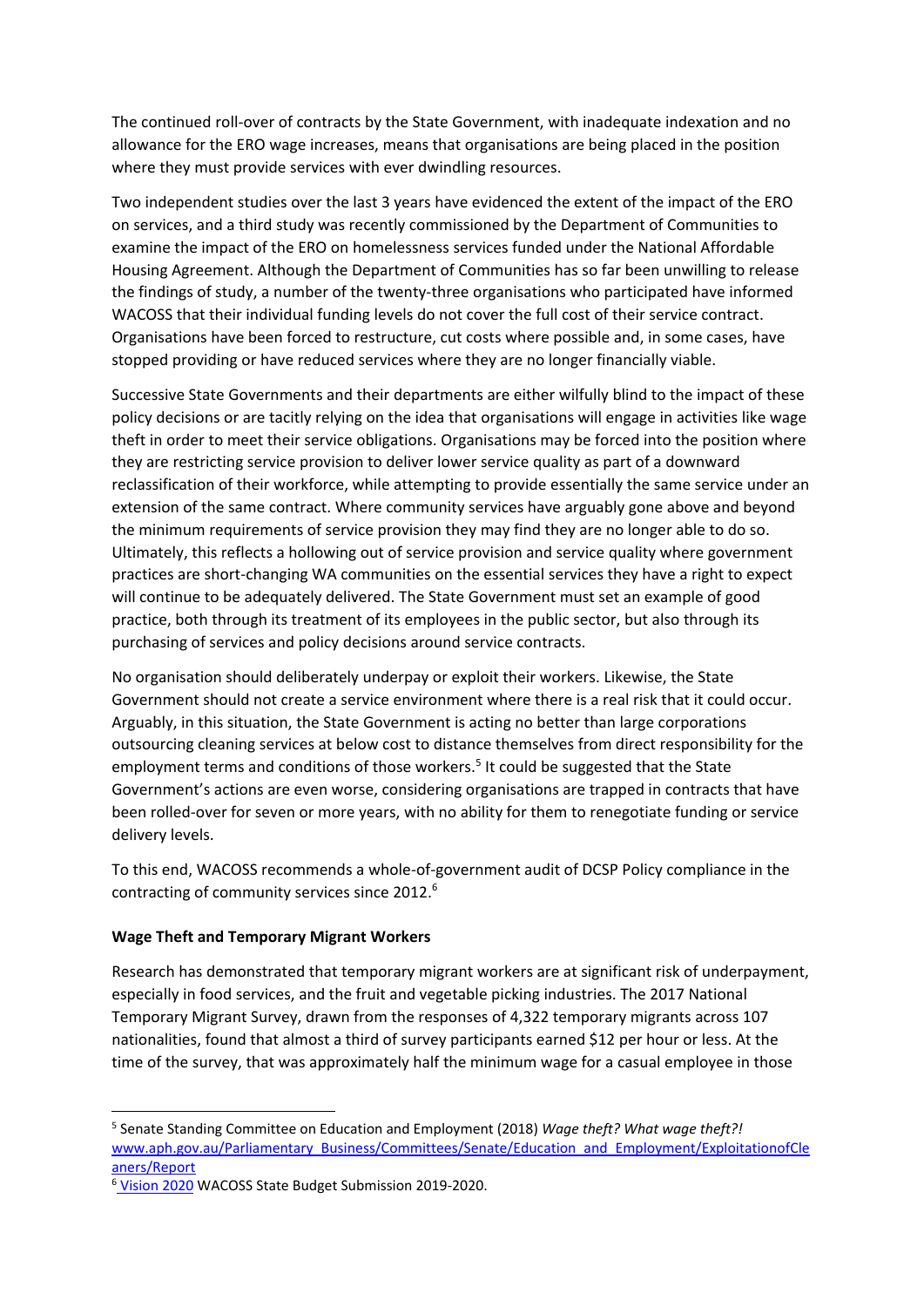The continued roll-over of contracts by the State Government, with inadequate indexation and no allowance for the ERO wage increases, means that organisations are being placed in the position where they must provide services with ever dwindling resources.

Two independent studies over the last 3 years have evidenced the extent of the impact of the ERO on services, and a third study was recently commissioned by the Department of Communities to examine the impact of the ERO on homelessness services funded under the National Affordable Housing Agreement. Although the Department of Communities has so far been unwilling to release the findings of study, a number of the twenty-three organisations who participated have informed WACOSS that their individual funding levels do not cover the full cost of their service contract. Organisations have been forced to restructure, cut costs where possible and, in some cases, have stopped providing or have reduced services where they are no longer financially viable.

Successive State Governments and their departments are either wilfully blind to the impact of these policy decisions or are tacitly relying on the idea that organisations will engage in activities like wage theft in order to meet their service obligations. Organisations may be forced into the position where they are restricting service provision to deliver lower service quality as part of a downward reclassification of their workforce, while attempting to provide essentially the same service under an extension of the same contract. Where community services have arguably gone above and beyond the minimum requirements of service provision they may find they are no longer able to do so. Ultimately, this reflects a hollowing out of service provision and service quality where government practices are short-changing WA communities on the essential services they have a right to expect will continue to be adequately delivered. The State Government must set an example of good practice, both through its treatment of its employees in the public sector, but also through its purchasing of services and policy decisions around service contracts.

No organisation should deliberately underpay or exploit their workers. Likewise, the State Government should not create a service environment where there is a real risk that it could occur. Arguably, in this situation, the State Government is acting no better than large corporations outsourcing cleaning services at below cost to distance themselves from direct responsibility for the employment terms and conditions of those workers.[5] It could be suggested that the State Government's actions are even worse, considering organisations are trapped in contracts that have been rolled-over for seven or more years, with no ability for them to renegotiate funding or service delivery levels.

To this end, WACOSS recommends a whole-of-government audit of DCSP Policy compliance in the contracting of community services since 2012.[6]

**Wage Theft and Temporary Migrant Workers**

Research has demonstrated that temporary migrant workers are at significant risk of underpayment, especially in food services, and the fruit and vegetable picking industries. The 2017 National Temporary Migrant Survey, drawn from the responses of 4,322 temporary migrants across 107 nationalities, found that almost a third of survey participants earned $12 per hour or less. At the time of the survey, that was approximately half the minimum wage for a casual employee in those

---

[5] Senate Standing Committee on Education and Employment (2018) *Wage theft? What wage theft?!* www.aph.gov.au/Parliamentary_Business/Committees/Senate/Education_and_Employment/ExploitationofCleaners/Report

[6] Vision 2020 WACOSS State Budget Submission 2019-2020.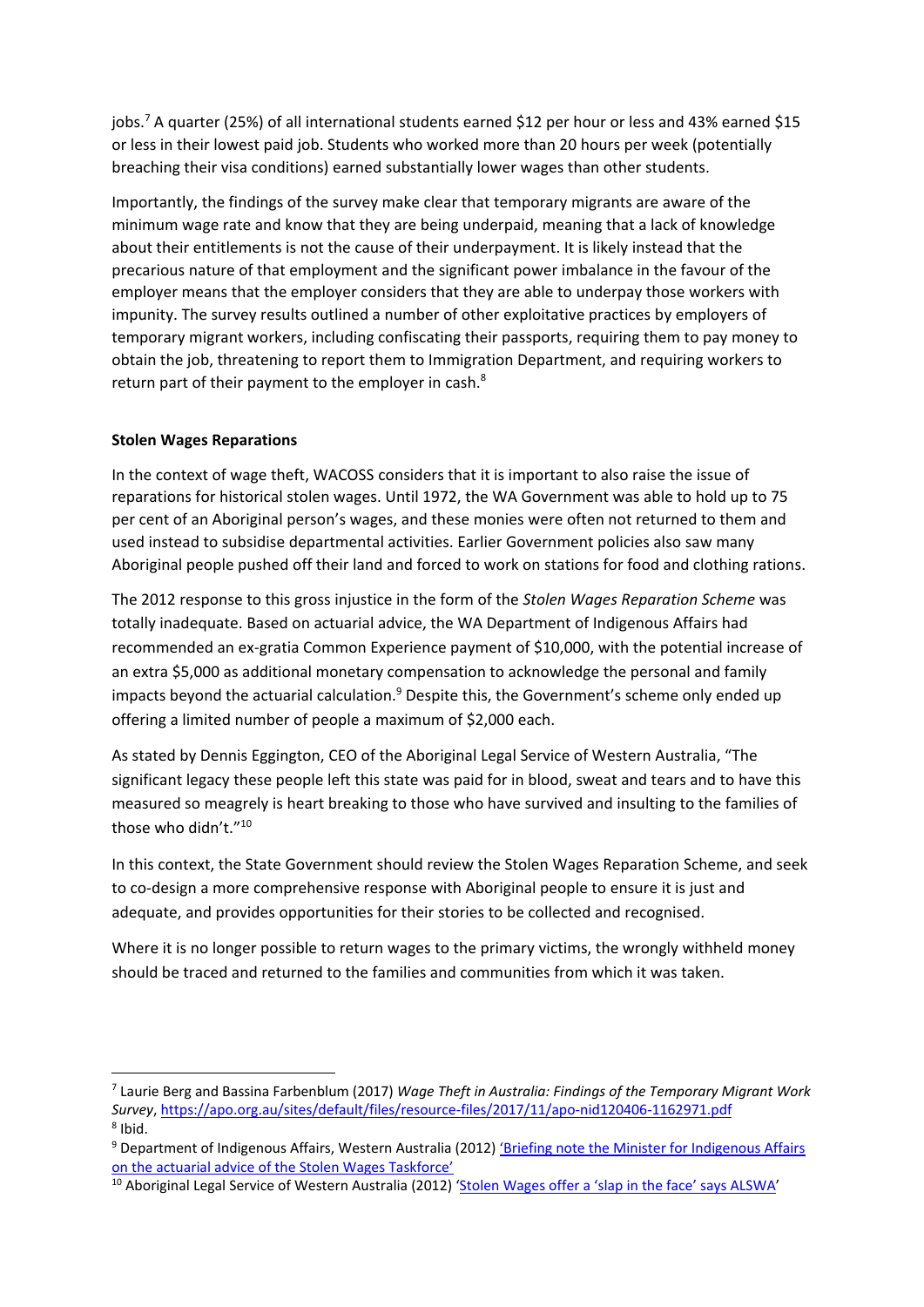jobs.[7] A quarter (25%) of all international students earned $12 per hour or less and 43% earned $15 or less in their lowest paid job. Students who worked more than 20 hours per week (potentially breaching their visa conditions) earned substantially lower wages than other students.

Importantly, the findings of the survey make clear that temporary migrants are aware of the minimum wage rate and know that they are being underpaid, meaning that a lack of knowledge about their entitlements is not the cause of their underpayment. It is likely instead that the precarious nature of that employment and the significant power imbalance in the favour of the employer means that the employer considers that they are able to underpay those workers with impunity. The survey results outlined a number of other exploitative practices by employers of temporary migrant workers, including confiscating their passports, requiring them to pay money to obtain the job, threatening to report them to Immigration Department, and requiring workers to return part of their payment to the employer in cash.[8]

**Stolen Wages Reparations**

In the context of wage theft, WACOSS considers that it is important to also raise the issue of reparations for historical stolen wages. Until 1972, the WA Government was able to hold up to 75 per cent of an Aboriginal person's wages, and these monies were often not returned to them and used instead to subsidise departmental activities. Earlier Government policies also saw many Aboriginal people pushed off their land and forced to work on stations for food and clothing rations.

The 2012 response to this gross injustice in the form of the *Stolen Wages Reparation Scheme* was totally inadequate. Based on actuarial advice, the WA Department of Indigenous Affairs had recommended an ex-gratia Common Experience payment of $10,000, with the potential increase of an extra $5,000 as additional monetary compensation to acknowledge the personal and family impacts beyond the actuarial calculation.[9] Despite this, the Government's scheme only ended up offering a limited number of people a maximum of $2,000 each.

As stated by Dennis Eggington, CEO of the Aboriginal Legal Service of Western Australia, "The significant legacy these people left this state was paid for in blood, sweat and tears and to have this measured so meagrely is heart breaking to those who have survived and insulting to the families of those who didn't."[10]

In this context, the State Government should review the Stolen Wages Reparation Scheme, and seek to co-design a more comprehensive response with Aboriginal people to ensure it is just and adequate, and provides opportunities for their stories to be collected and recognised.

Where it is no longer possible to return wages to the primary victims, the wrongly withheld money should be traced and returned to the families and communities from which it was taken.

---

[7] Laurie Berg and Bassina Farbenblum (2017) *Wage Theft in Australia: Findings of the Temporary Migrant Work Survey*, https://apo.org.au/sites/default/files/resource-files/2017/11/apo-nid120406-1162971.pdf

[8] Ibid.

[9] Department of Indigenous Affairs, Western Australia (2012) 'Briefing note the Minister for Indigenous Affairs on the actuarial advice of the Stolen Wages Taskforce'

[10] Aboriginal Legal Service of Western Australia (2012) 'Stolen Wages offer a 'slap in the face' says ALSWA'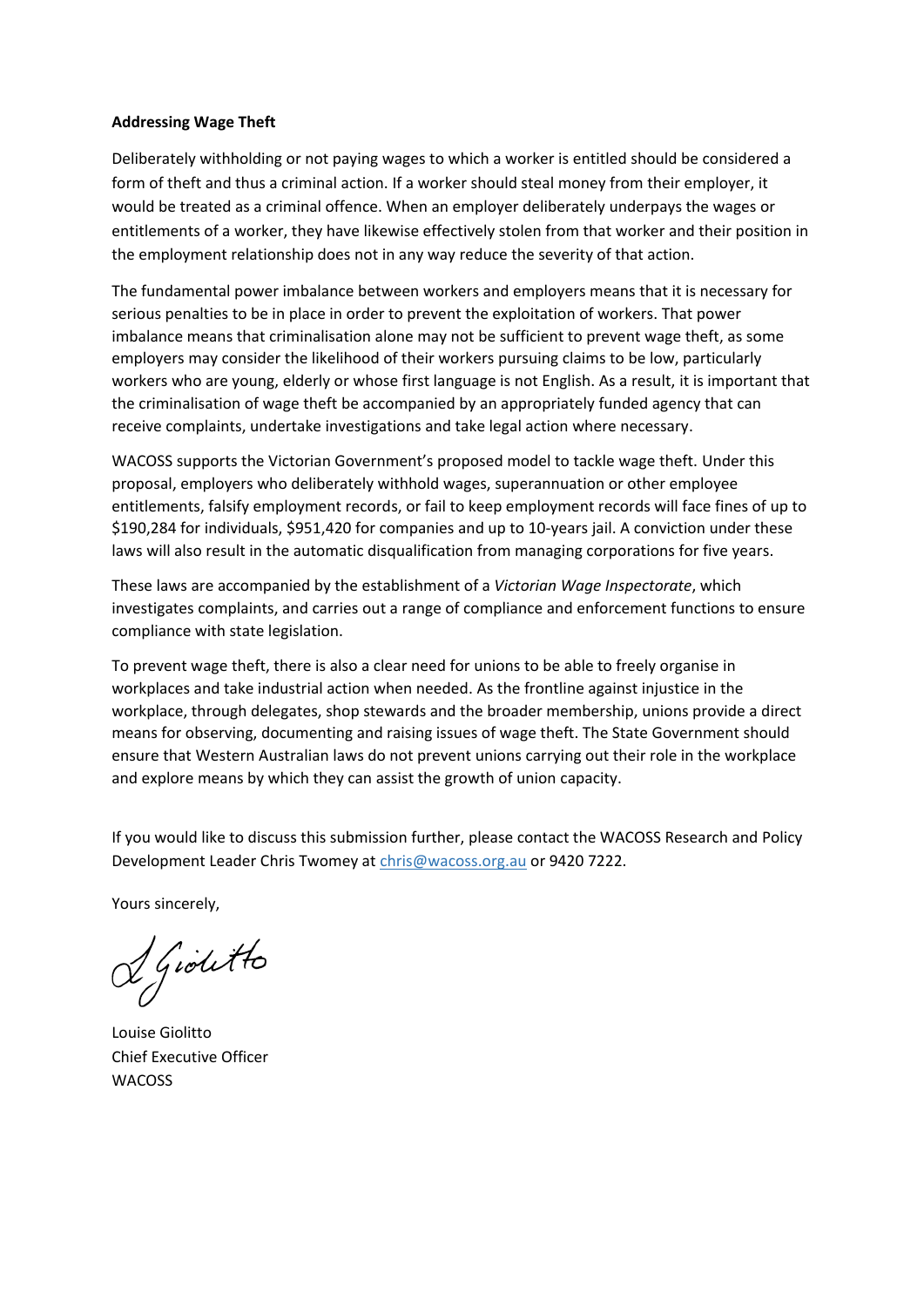**Addressing Wage Theft**

Deliberately withholding or not paying wages to which a worker is entitled should be considered a form of theft and thus a criminal action. If a worker should steal money from their employer, it would be treated as a criminal offence. When an employer deliberately underpays the wages or entitlements of a worker, they have likewise effectively stolen from that worker and their position in the employment relationship does not in any way reduce the severity of that action.

The fundamental power imbalance between workers and employers means that it is necessary for serious penalties to be in place in order to prevent the exploitation of workers. That power imbalance means that criminalisation alone may not be sufficient to prevent wage theft, as some employers may consider the likelihood of their workers pursuing claims to be low, particularly workers who are young, elderly or whose first language is not English. As a result, it is important that the criminalisation of wage theft be accompanied by an appropriately funded agency that can receive complaints, undertake investigations and take legal action where necessary.

WACOSS supports the Victorian Government's proposed model to tackle wage theft. Under this proposal, employers who deliberately withhold wages, superannuation or other employee entitlements, falsify employment records, or fail to keep employment records will face fines of up to $190,284 for individuals, $951,420 for companies and up to 10-years jail. A conviction under these laws will also result in the automatic disqualification from managing corporations for five years.

These laws are accompanied by the establishment of a *Victorian Wage Inspectorate*, which investigates complaints, and carries out a range of compliance and enforcement functions to ensure compliance with state legislation.

To prevent wage theft, there is also a clear need for unions to be able to freely organise in workplaces and take industrial action when needed. As the frontline against injustice in the workplace, through delegates, shop stewards and the broader membership, unions provide a direct means for observing, documenting and raising issues of wage theft. The State Government should ensure that Western Australian laws do not prevent unions carrying out their role in the workplace and explore means by which they can assist the growth of union capacity.

If you would like to discuss this submission further, please contact the WACOSS Research and Policy Development Leader Chris Twomey at chris@wacoss.org.au or 9420 7222.

Yours sincerely,

Louise Giolitto
Chief Executive Officer
WACOSS